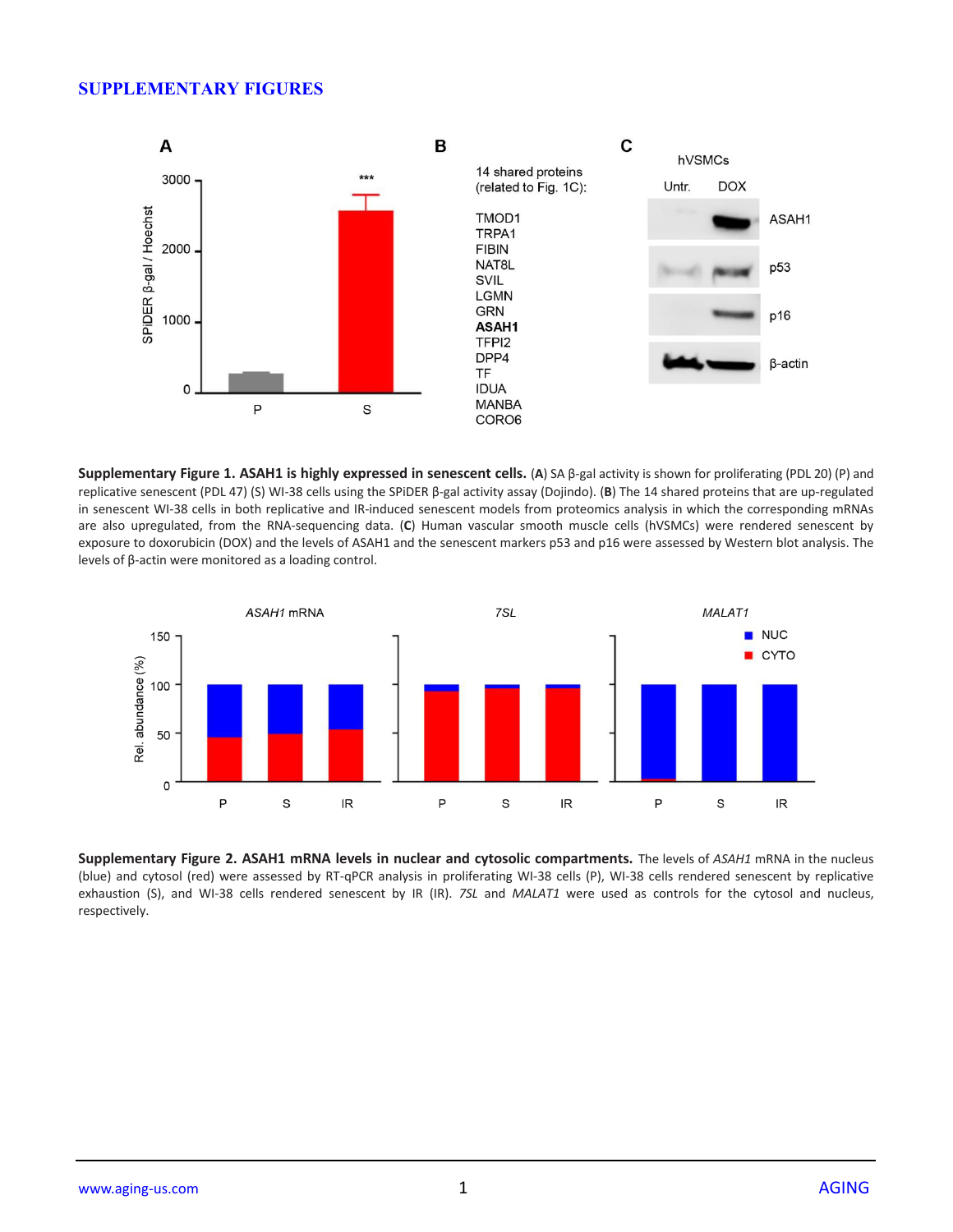# SUPPLEMENTARY FIGURES

**Supplementary Figure 1. ASAH1 is highly expressed in senescent cells.** (**A**) SA β-gal activity is shown for proliferating (PDL 20) (P) and replicative senescent (PDL 47) (S) WI-38 cells using the SPiDER β-gal activity assay (Dojindo). (**B**) The 14 shared proteins that are up-regulated in senescent WI-38 cells in both replicative and IR-induced senescent models from proteomics analysis in which the corresponding mRNAs are also upregulated, from the RNA-sequencing data. (**C**) Human vascular smooth muscle cells (hVSMCs) were rendered senescent by exposure to doxorubicin (DOX) and the levels of ASAH1 and the senescent markers p53 and p16 were assessed by Western blot analysis. The levels of β-actin were monitored as a loading control.

**Supplementary Figure 2. ASAH1 mRNA levels in nuclear and cytosolic compartments.** The levels of *ASAH1* mRNA in the nucleus (blue) and cytosol (red) were assessed by RT-qPCR analysis in proliferating WI-38 cells (P), WI-38 cells rendered senescent by replicative exhaustion (S), and WI-38 cells rendered senescent by IR (IR). *7SL* and *MALAT1* were used as controls for the cytosol and nucleus, respectively.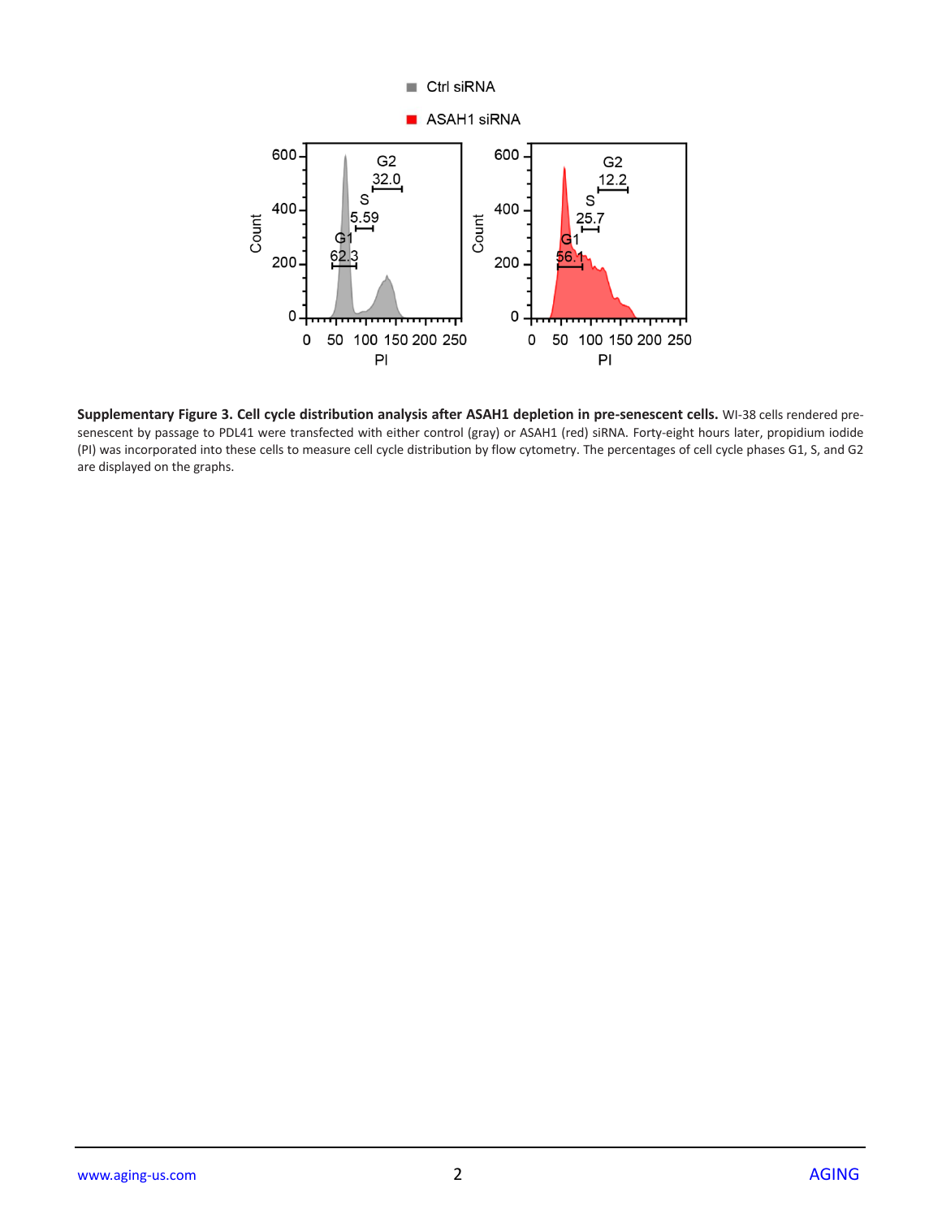Ctrl siRNA

ASAH1 siRNA

Count

600
400
200
0

0 50 100 150 200 250

PI

G2
32.0

S
5.59

G1
62.3

Count

600
400
200
0

0 50 100 150 200 250

PI

G2
12.2

S
25.7

G1
56.1

**Supplementary Figure 3. Cell cycle distribution analysis after ASAH1 depletion in pre-senescent cells.** WI-38 cells rendered pre-senescent by passage to PDL41 were transfected with either control (gray) or ASAH1 (red) siRNA. Forty-eight hours later, propidium iodide (PI) was incorporated into these cells to measure cell cycle distribution by flow cytometry. The percentages of cell cycle phases G1, S, and G2 are displayed on the graphs.